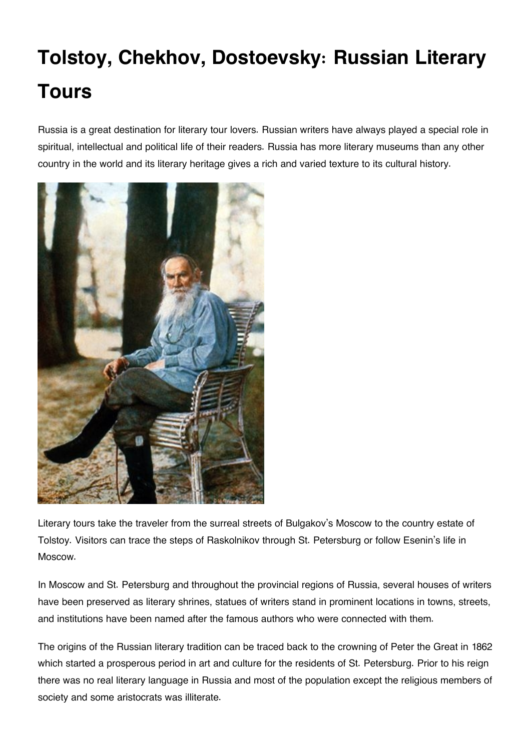# Tolstoy, Chekhov, Dostoevsky: Russian Literary Tours

Russia is a great destination for literary tour lovers. Russian writers have always played a special role in spiritual, intellectual and political life of their readers. Russia has more literary museums than any other country in the world and its literary heritage gives a rich and varied texture to its cultural history.

Literary tours take the traveler from the surreal streets of Bulgakov's Moscow to the country estate of Tolstoy. Visitors can trace the steps of Raskolnikov through St. Petersburg or follow Esenin's life in Moscow.

In Moscow and St. Petersburg and throughout the provincial regions of Russia, several houses of writers have been preserved as literary shrines, statues of writers stand in prominent locations in towns, streets, and institutions have been named after the famous authors who were connected with them.

The origins of the Russian literary tradition can be traced back to the crowning of Peter the Great in 1862 which started a prosperous period in art and culture for the residents of St. Petersburg. Prior to his reign there was no real literary language in Russia and most of the population except the religious members of society and some aristocrats was illiterate.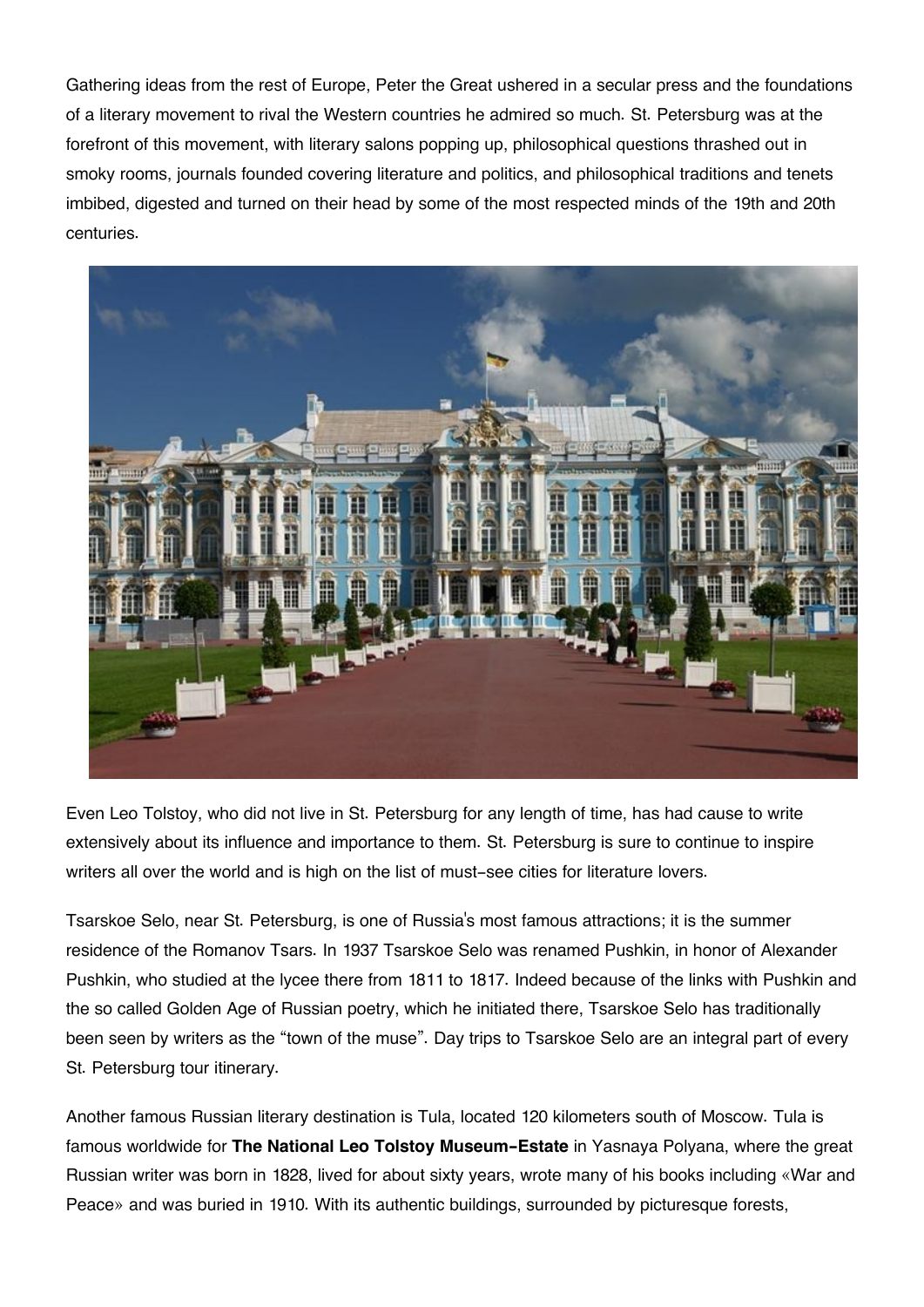Gathering ideas from the rest of Europe, Peter the Great ushered in a secular press and the foundations of a literary movement to rival the Western countries he admired so much. St. Petersburg was at the forefront of this movement, with literary salons popping up, philosophical questions thrashed out in smoky rooms, journals founded covering literature and politics, and philosophical traditions and tenets imbibed, digested and turned on their head by some of the most respected minds of the 19th and 20th centuries.

Even Leo Tolstoy, who did not live in St. Petersburg for any length of time, has had cause to write extensively about its influence and importance to them. St. Petersburg is sure to continue to inspire writers all over the world and is high on the list of must-see cities for literature lovers.

Tsarskoe Selo, near St. Petersburg, is one of Russia's most famous attractions; it is the summer residence of the Romanov Tsars. In 1937 Tsarskoe Selo was renamed Pushkin, in honor of Alexander Pushkin, who studied at the lycee there from 1811 to 1817. Indeed because of the links with Pushkin and the so called Golden Age of Russian poetry, which he initiated there, Tsarskoe Selo has traditionally been seen by writers as the "town of the muse". Day trips to Tsarskoe Selo are an integral part of every St. Petersburg tour itinerary.

Another famous Russian literary destination is Tula, located 120 kilometers south of Moscow. Tula is famous worldwide for **The National Leo Tolstoy Museum-Estate** in Yasnaya Polyana, where the great Russian writer was born in 1828, lived for about sixty years, wrote many of his books including «War and Peace» and was buried in 1910. With its authentic buildings, surrounded by picturesque forests,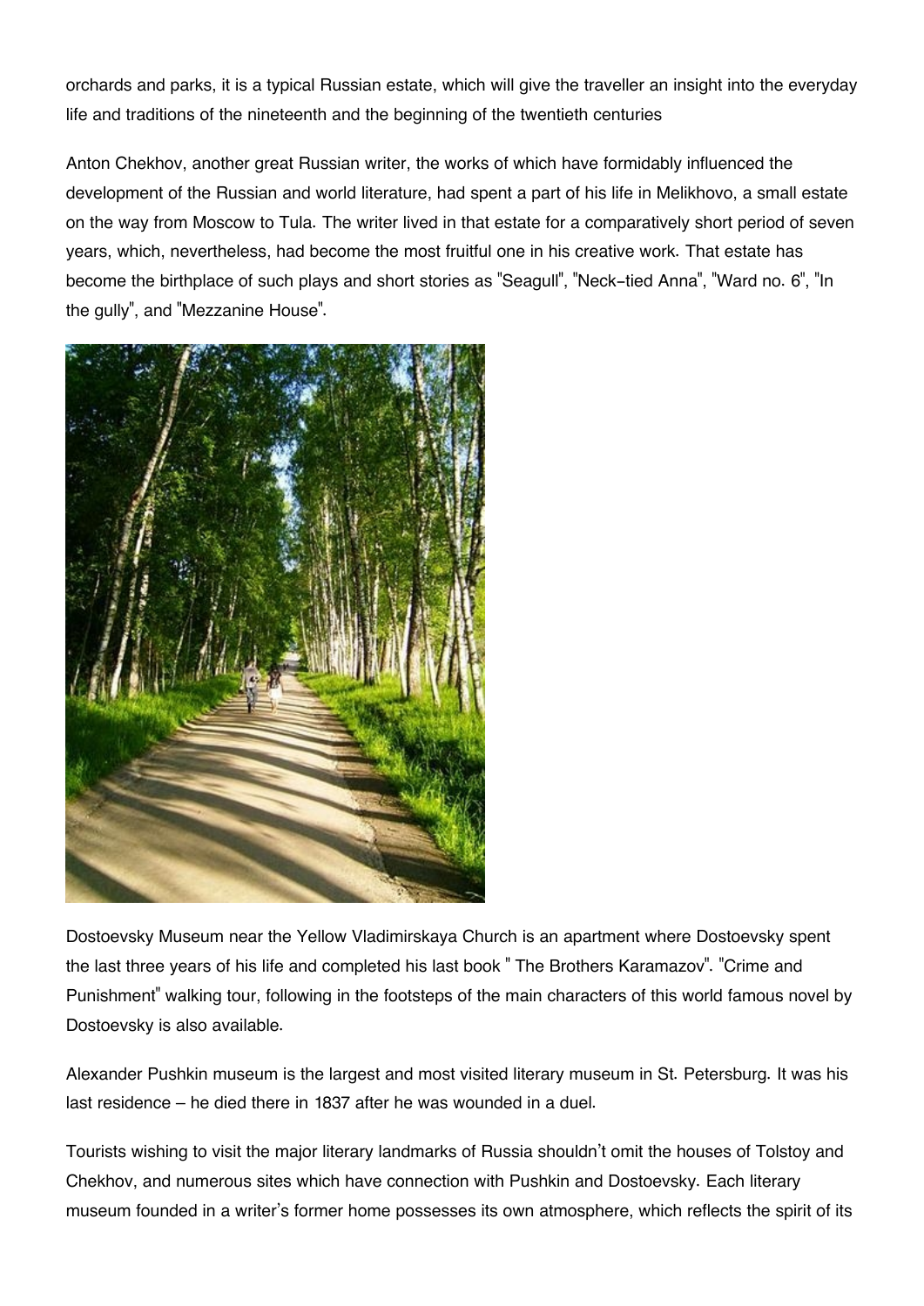orchards and parks, it is a typical Russian estate, which will give the traveller an insight into the everyday life and traditions of the nineteenth and the beginning of the twentieth centuries

Anton Chekhov, another great Russian writer, the works of which have formidably influenced the development of the Russian and world literature, had spent a part of his life in Melikhovo, a small estate on the way from Moscow to Tula. The writer lived in that estate for a comparatively short period of seven years, which, nevertheless, had become the most fruitful one in his creative work. That estate has become the birthplace of such plays and short stories as "Seagull", "Neck-tied Anna", "Ward no. 6", "In the gully", and "Mezzanine House".

Dostoevsky Museum near the Yellow Vladimirskaya Church is an apartment where Dostoevsky spent the last three years of his life and completed his last book " The Brothers Karamazov". "Crime and Punishment" walking tour, following in the footsteps of the main characters of this world famous novel by Dostoevsky is also available.

Alexander Pushkin museum is the largest and most visited literary museum in St. Petersburg. It was his last residence – he died there in 1837 after he was wounded in a duel.

Tourists wishing to visit the major literary landmarks of Russia shouldn't omit the houses of Tolstoy and Chekhov, and numerous sites which have connection with Pushkin and Dostoevsky. Each literary museum founded in a writer's former home possesses its own atmosphere, which reflects the spirit of its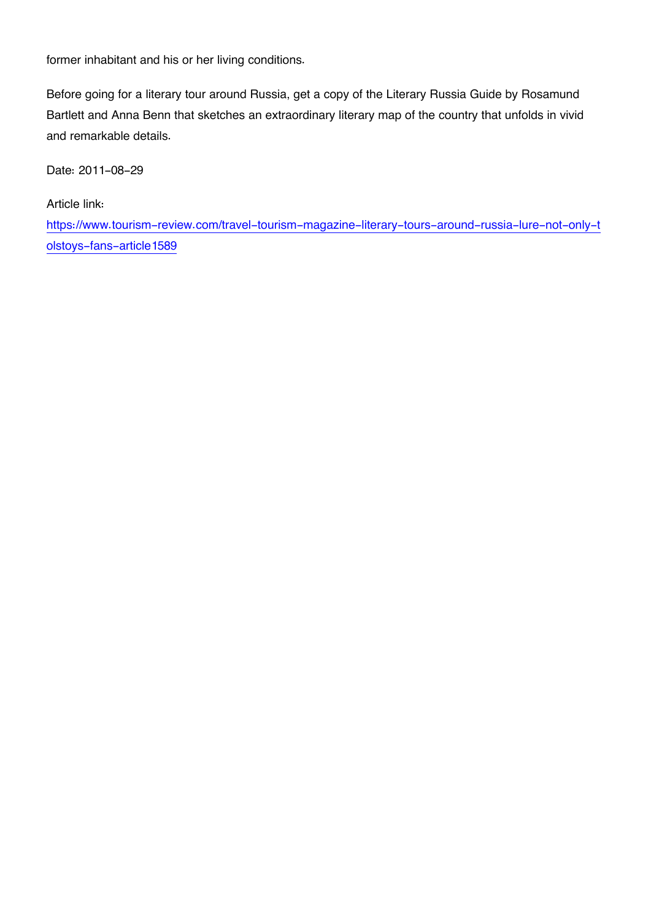former inhabitant and his or her living conditions.

Before going for a literary tour around Russia, get a copy of the Literary Russia Guide by Rosamund Bartlett and Anna Benn that sketches an extraordinary literary map of the country that unfolds in vivid and remarkable details.

Date: 2011-08-29

Article link:
[https://www.tourism-review.com/travel-tourism-magazine-literary-tours-around-russia-lure-not-only-tolstoys-fans-article1589](https://www.tourism-review.com/travel-tourism-magazine-literary-tours-around-russia-lure-not-only-tolstoys-fans-article1589)